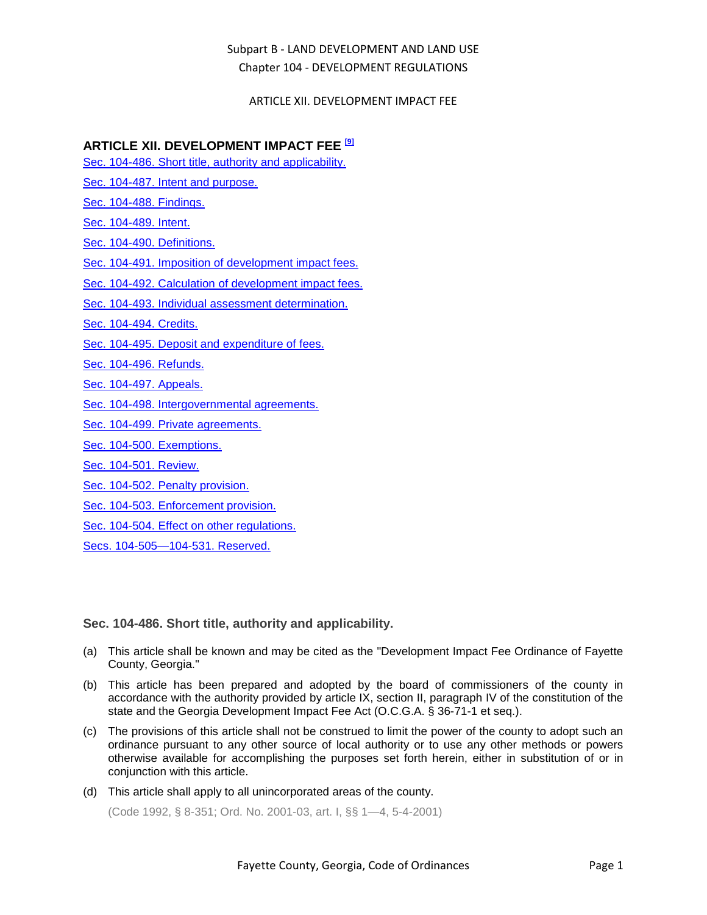# ARTICLE XII. DEVELOPMENT IMPACT FEE [9]

Sec. 104-486. Short title, authority and applicability.

Sec. 104-487. Intent and purpose.

Sec. 104-488. Findings.

Sec. 104-489. Intent.

Sec. 104-490. Definitions.

Sec. 104-491. Imposition of development impact fees.

Sec. 104-492. Calculation of development impact fees.

Sec. 104-493. Individual assessment determination.

Sec. 104-494. Credits.

Sec. 104-495. Deposit and expenditure of fees.

Sec. 104-496. Refunds.

Sec. 104-497. Appeals.

Sec. 104-498. Intergovernmental agreements.

Sec. 104-499. Private agreements.

Sec. 104-500. Exemptions.

Sec. 104-501. Review.

Sec. 104-502. Penalty provision.

Sec. 104-503. Enforcement provision.

Sec. 104-504. Effect on other regulations.

Secs. 104-505—104-531. Reserved.

## Sec. 104-486. Short title, authority and applicability.

(a) This article shall be known and may be cited as the "Development Impact Fee Ordinance of Fayette County, Georgia."

(b) This article has been prepared and adopted by the board of commissioners of the county in accordance with the authority provided by article IX, section II, paragraph IV of the constitution of the state and the Georgia Development Impact Fee Act (O.C.G.A. § 36-71-1 et seq.).

(c) The provisions of this article shall not be construed to limit the power of the county to adopt such an ordinance pursuant to any other source of local authority or to use any other methods or powers otherwise available for accomplishing the purposes set forth herein, either in substitution of or in conjunction with this article.

(d) This article shall apply to all unincorporated areas of the county.

(Code 1992, § 8-351; Ord. No. 2001-03, art. I, §§ 1—4, 5-4-2001)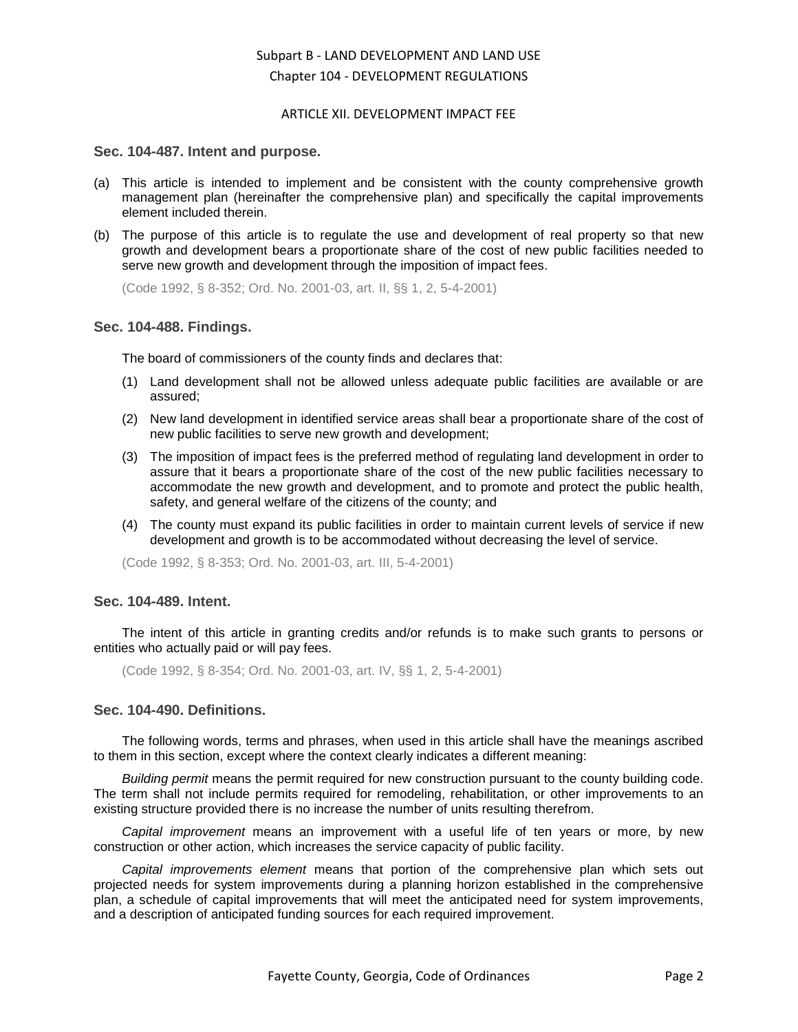Subpart B - LAND DEVELOPMENT AND LAND USE
Chapter 104 - DEVELOPMENT REGULATIONS

ARTICLE XII. DEVELOPMENT IMPACT FEE

### Sec. 104-487. Intent and purpose.

(a) This article is intended to implement and be consistent with the county comprehensive growth management plan (hereinafter the comprehensive plan) and specifically the capital improvements element included therein.

(b) The purpose of this article is to regulate the use and development of real property so that new growth and development bears a proportionate share of the cost of new public facilities needed to serve new growth and development through the imposition of impact fees.

(Code 1992, § 8-352; Ord. No. 2001-03, art. II, §§ 1, 2, 5-4-2001)

### Sec. 104-488. Findings.

The board of commissioners of the county finds and declares that:

(1) Land development shall not be allowed unless adequate public facilities are available or are assured;

(2) New land development in identified service areas shall bear a proportionate share of the cost of new public facilities to serve new growth and development;

(3) The imposition of impact fees is the preferred method of regulating land development in order to assure that it bears a proportionate share of the cost of the new public facilities necessary to accommodate the new growth and development, and to promote and protect the public health, safety, and general welfare of the citizens of the county; and

(4) The county must expand its public facilities in order to maintain current levels of service if new development and growth is to be accommodated without decreasing the level of service.

(Code 1992, § 8-353; Ord. No. 2001-03, art. III, 5-4-2001)

### Sec. 104-489. Intent.

The intent of this article in granting credits and/or refunds is to make such grants to persons or entities who actually paid or will pay fees.

(Code 1992, § 8-354; Ord. No. 2001-03, art. IV, §§ 1, 2, 5-4-2001)

### Sec. 104-490. Definitions.

The following words, terms and phrases, when used in this article shall have the meanings ascribed to them in this section, except where the context clearly indicates a different meaning:

*Building permit* means the permit required for new construction pursuant to the county building code. The term shall not include permits required for remodeling, rehabilitation, or other improvements to an existing structure provided there is no increase the number of units resulting therefrom.

*Capital improvement* means an improvement with a useful life of ten years or more, by new construction or other action, which increases the service capacity of public facility.

*Capital improvements element* means that portion of the comprehensive plan which sets out projected needs for system improvements during a planning horizon established in the comprehensive plan, a schedule of capital improvements that will meet the anticipated need for system improvements, and a description of anticipated funding sources for each required improvement.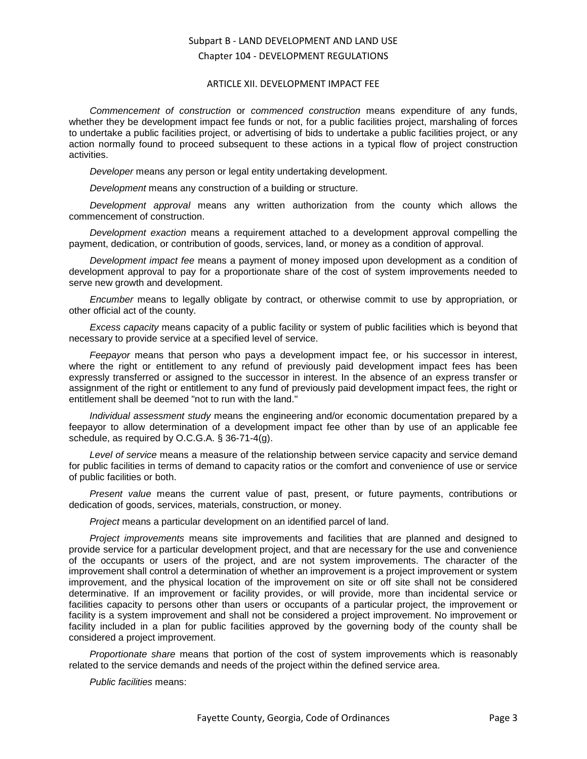*Commencement of construction* or *commenced construction* means expenditure of any funds, whether they be development impact fee funds or not, for a public facilities project, marshaling of forces to undertake a public facilities project, or advertising of bids to undertake a public facilities project, or any action normally found to proceed subsequent to these actions in a typical flow of project construction activities.

*Developer* means any person or legal entity undertaking development.

*Development* means any construction of a building or structure.

*Development approval* means any written authorization from the county which allows the commencement of construction.

*Development exaction* means a requirement attached to a development approval compelling the payment, dedication, or contribution of goods, services, land, or money as a condition of approval.

*Development impact fee* means a payment of money imposed upon development as a condition of development approval to pay for a proportionate share of the cost of system improvements needed to serve new growth and development.

*Encumber* means to legally obligate by contract, or otherwise commit to use by appropriation, or other official act of the county.

*Excess capacity* means capacity of a public facility or system of public facilities which is beyond that necessary to provide service at a specified level of service.

*Feepayor* means that person who pays a development impact fee, or his successor in interest, where the right or entitlement to any refund of previously paid development impact fees has been expressly transferred or assigned to the successor in interest. In the absence of an express transfer or assignment of the right or entitlement to any fund of previously paid development impact fees, the right or entitlement shall be deemed "not to run with the land."

*Individual assessment study* means the engineering and/or economic documentation prepared by a feepayor to allow determination of a development impact fee other than by use of an applicable fee schedule, as required by O.C.G.A. § 36-71-4(g).

*Level of service* means a measure of the relationship between service capacity and service demand for public facilities in terms of demand to capacity ratios or the comfort and convenience of use or service of public facilities or both.

*Present value* means the current value of past, present, or future payments, contributions or dedication of goods, services, materials, construction, or money.

*Project* means a particular development on an identified parcel of land.

*Project improvements* means site improvements and facilities that are planned and designed to provide service for a particular development project, and that are necessary for the use and convenience of the occupants or users of the project, and are not system improvements. The character of the improvement shall control a determination of whether an improvement is a project improvement or system improvement, and the physical location of the improvement on site or off site shall not be considered determinative. If an improvement or facility provides, or will provide, more than incidental service or facilities capacity to persons other than users or occupants of a particular project, the improvement or facility is a system improvement and shall not be considered a project improvement. No improvement or facility included in a plan for public facilities approved by the governing body of the county shall be considered a project improvement.

*Proportionate share* means that portion of the cost of system improvements which is reasonably related to the service demands and needs of the project within the defined service area.

*Public facilities* means: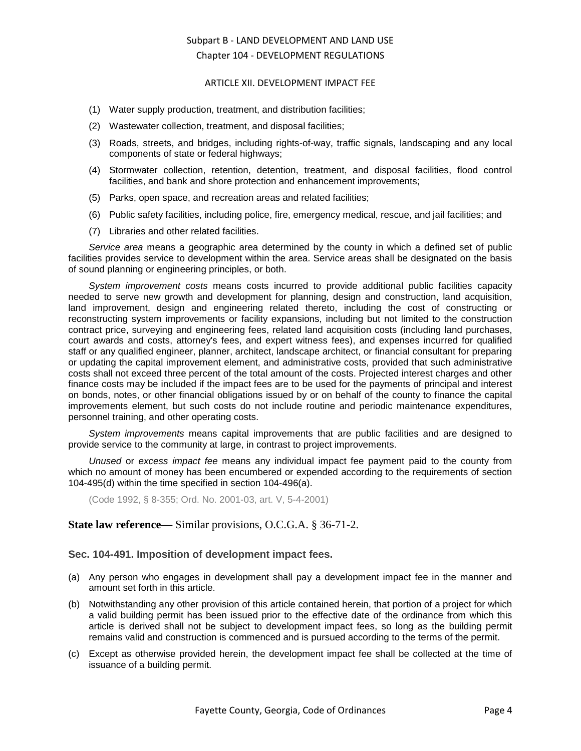(1) Water supply production, treatment, and distribution facilities;

(2) Wastewater collection, treatment, and disposal facilities;

(3) Roads, streets, and bridges, including rights-of-way, traffic signals, landscaping and any local components of state or federal highways;

(4) Stormwater collection, retention, detention, treatment, and disposal facilities, flood control facilities, and bank and shore protection and enhancement improvements;

(5) Parks, open space, and recreation areas and related facilities;

(6) Public safety facilities, including police, fire, emergency medical, rescue, and jail facilities; and

(7) Libraries and other related facilities.

*Service area* means a geographic area determined by the county in which a defined set of public facilities provides service to development within the area. Service areas shall be designated on the basis of sound planning or engineering principles, or both.

*System improvement costs* means costs incurred to provide additional public facilities capacity needed to serve new growth and development for planning, design and construction, land acquisition, land improvement, design and engineering related thereto, including the cost of constructing or reconstructing system improvements or facility expansions, including but not limited to the construction contract price, surveying and engineering fees, related land acquisition costs (including land purchases, court awards and costs, attorney's fees, and expert witness fees), and expenses incurred for qualified staff or any qualified engineer, planner, architect, landscape architect, or financial consultant for preparing or updating the capital improvement element, and administrative costs, provided that such administrative costs shall not exceed three percent of the total amount of the costs. Projected interest charges and other finance costs may be included if the impact fees are to be used for the payments of principal and interest on bonds, notes, or other financial obligations issued by or on behalf of the county to finance the capital improvements element, but such costs do not include routine and periodic maintenance expenditures, personnel training, and other operating costs.

*System improvements* means capital improvements that are public facilities and are designed to provide service to the community at large, in contrast to project improvements.

*Unused* or *excess impact fee* means any individual impact fee payment paid to the county from which no amount of money has been encumbered or expended according to the requirements of section 104-495(d) within the time specified in section 104-496(a).

(Code 1992, § 8-355; Ord. No. 2001-03, art. V, 5-4-2001)

**State law reference—** Similar provisions, O.C.G.A. § 36-71-2.

### Sec. 104-491. Imposition of development impact fees.

(a) Any person who engages in development shall pay a development impact fee in the manner and amount set forth in this article.

(b) Notwithstanding any other provision of this article contained herein, that portion of a project for which a valid building permit has been issued prior to the effective date of the ordinance from which this article is derived shall not be subject to development impact fees, so long as the building permit remains valid and construction is commenced and is pursued according to the terms of the permit.

(c) Except as otherwise provided herein, the development impact fee shall be collected at the time of issuance of a building permit.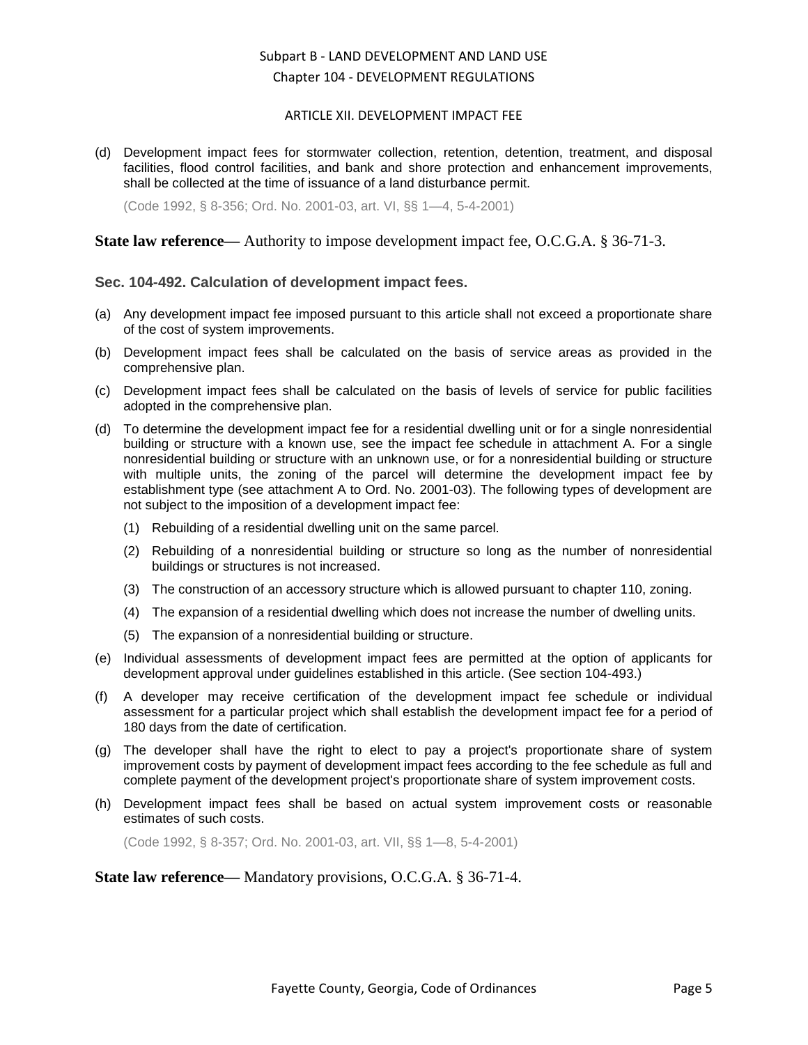(d) Development impact fees for stormwater collection, retention, detention, treatment, and disposal facilities, flood control facilities, and bank and shore protection and enhancement improvements, shall be collected at the time of issuance of a land disturbance permit.

(Code 1992, § 8-356; Ord. No. 2001-03, art. VI, §§ 1—4, 5-4-2001)

**State law reference—** Authority to impose development impact fee, O.C.G.A. § 36-71-3.

### Sec. 104-492. Calculation of development impact fees.

(a) Any development impact fee imposed pursuant to this article shall not exceed a proportionate share of the cost of system improvements.

(b) Development impact fees shall be calculated on the basis of service areas as provided in the comprehensive plan.

(c) Development impact fees shall be calculated on the basis of levels of service for public facilities adopted in the comprehensive plan.

(d) To determine the development impact fee for a residential dwelling unit or for a single nonresidential building or structure with a known use, see the impact fee schedule in attachment A. For a single nonresidential building or structure with an unknown use, or for a nonresidential building or structure with multiple units, the zoning of the parcel will determine the development impact fee by establishment type (see attachment A to Ord. No. 2001-03). The following types of development are not subject to the imposition of a development impact fee:

   (1) Rebuilding of a residential dwelling unit on the same parcel.

   (2) Rebuilding of a nonresidential building or structure so long as the number of nonresidential buildings or structures is not increased.

   (3) The construction of an accessory structure which is allowed pursuant to chapter 110, zoning.

   (4) The expansion of a residential dwelling which does not increase the number of dwelling units.

   (5) The expansion of a nonresidential building or structure.

(e) Individual assessments of development impact fees are permitted at the option of applicants for development approval under guidelines established in this article. (See section 104-493.)

(f) A developer may receive certification of the development impact fee schedule or individual assessment for a particular project which shall establish the development impact fee for a period of 180 days from the date of certification.

(g) The developer shall have the right to elect to pay a project's proportionate share of system improvement costs by payment of development impact fees according to the fee schedule as full and complete payment of the development project's proportionate share of system improvement costs.

(h) Development impact fees shall be based on actual system improvement costs or reasonable estimates of such costs.

(Code 1992, § 8-357; Ord. No. 2001-03, art. VII, §§ 1—8, 5-4-2001)

**State law reference—** Mandatory provisions, O.C.G.A. § 36-71-4.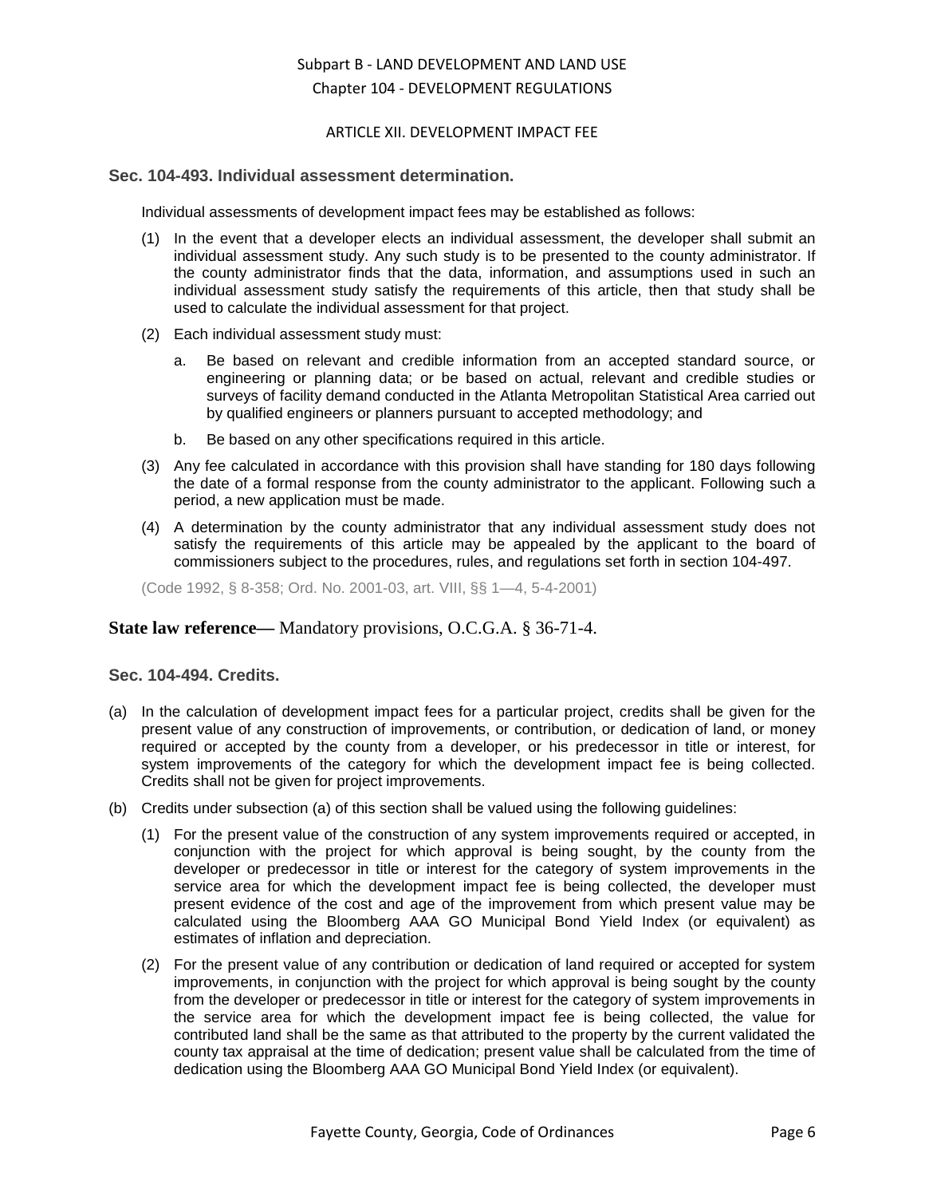## Sec. 104-493. Individual assessment determination.

Individual assessments of development impact fees may be established as follows:

(1) In the event that a developer elects an individual assessment, the developer shall submit an individual assessment study. Any such study is to be presented to the county administrator. If the county administrator finds that the data, information, and assumptions used in such an individual assessment study satisfy the requirements of this article, then that study shall be used to calculate the individual assessment for that project.

(2) Each individual assessment study must:

   a. Be based on relevant and credible information from an accepted standard source, or engineering or planning data; or be based on actual, relevant and credible studies or surveys of facility demand conducted in the Atlanta Metropolitan Statistical Area carried out by qualified engineers or planners pursuant to accepted methodology; and

   b. Be based on any other specifications required in this article.

(3) Any fee calculated in accordance with this provision shall have standing for 180 days following the date of a formal response from the county administrator to the applicant. Following such a period, a new application must be made.

(4) A determination by the county administrator that any individual assessment study does not satisfy the requirements of this article may be appealed by the applicant to the board of commissioners subject to the procedures, rules, and regulations set forth in section 104-497.

(Code 1992, § 8-358; Ord. No. 2001-03, art. VIII, §§ 1—4, 5-4-2001)

**State law reference—** Mandatory provisions, O.C.G.A. § 36-71-4.

## Sec. 104-494. Credits.

(a) In the calculation of development impact fees for a particular project, credits shall be given for the present value of any construction of improvements, or contribution, or dedication of land, or money required or accepted by the county from a developer, or his predecessor in title or interest, for system improvements of the category for which the development impact fee is being collected. Credits shall not be given for project improvements.

(b) Credits under subsection (a) of this section shall be valued using the following guidelines:

   (1) For the present value of the construction of any system improvements required or accepted, in conjunction with the project for which approval is being sought, by the county from the developer or predecessor in title or interest for the category of system improvements in the service area for which the development impact fee is being collected, the developer must present evidence of the cost and age of the improvement from which present value may be calculated using the Bloomberg AAA GO Municipal Bond Yield Index (or equivalent) as estimates of inflation and depreciation.

   (2) For the present value of any contribution or dedication of land required or accepted for system improvements, in conjunction with the project for which approval is being sought by the county from the developer or predecessor in title or interest for the category of system improvements in the service area for which the development impact fee is being collected, the value for contributed land shall be the same as that attributed to the property by the current validated the county tax appraisal at the time of dedication; present value shall be calculated from the time of dedication using the Bloomberg AAA GO Municipal Bond Yield Index (or equivalent).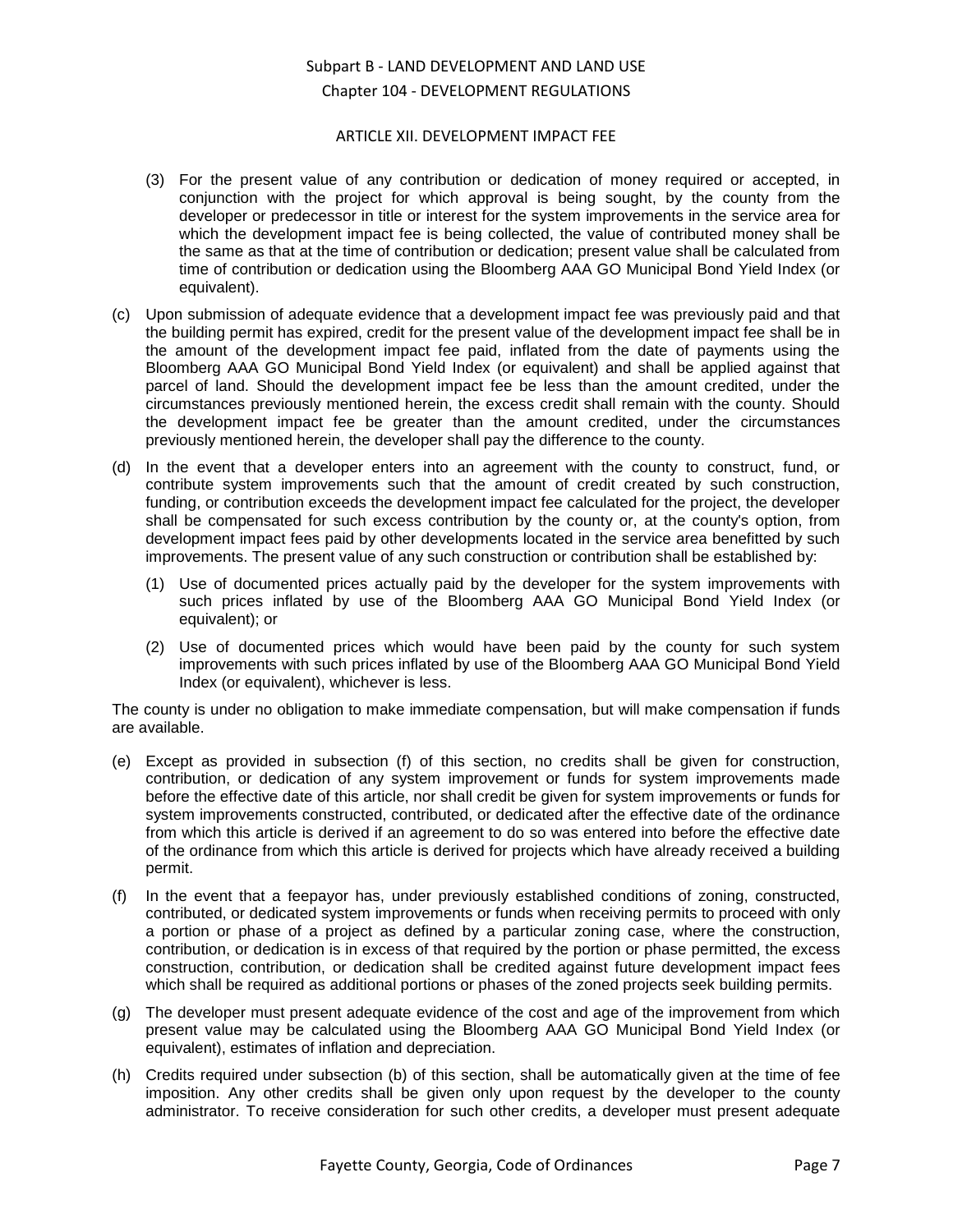(3) For the present value of any contribution or dedication of money required or accepted, in conjunction with the project for which approval is being sought, by the county from the developer or predecessor in title or interest for the system improvements in the service area for which the development impact fee is being collected, the value of contributed money shall be the same as that at the time of contribution or dedication; present value shall be calculated from time of contribution or dedication using the Bloomberg AAA GO Municipal Bond Yield Index (or equivalent).

(c) Upon submission of adequate evidence that a development impact fee was previously paid and that the building permit has expired, credit for the present value of the development impact fee shall be in the amount of the development impact fee paid, inflated from the date of payments using the Bloomberg AAA GO Municipal Bond Yield Index (or equivalent) and shall be applied against that parcel of land. Should the development impact fee be less than the amount credited, under the circumstances previously mentioned herein, the excess credit shall remain with the county. Should the development impact fee be greater than the amount credited, under the circumstances previously mentioned herein, the developer shall pay the difference to the county.

(d) In the event that a developer enters into an agreement with the county to construct, fund, or contribute system improvements such that the amount of credit created by such construction, funding, or contribution exceeds the development impact fee calculated for the project, the developer shall be compensated for such excess contribution by the county or, at the county's option, from development impact fees paid by other developments located in the service area benefitted by such improvements. The present value of any such construction or contribution shall be established by:

(1) Use of documented prices actually paid by the developer for the system improvements with such prices inflated by use of the Bloomberg AAA GO Municipal Bond Yield Index (or equivalent); or

(2) Use of documented prices which would have been paid by the county for such system improvements with such prices inflated by use of the Bloomberg AAA GO Municipal Bond Yield Index (or equivalent), whichever is less.

The county is under no obligation to make immediate compensation, but will make compensation if funds are available.

(e) Except as provided in subsection (f) of this section, no credits shall be given for construction, contribution, or dedication of any system improvement or funds for system improvements made before the effective date of this article, nor shall credit be given for system improvements or funds for system improvements constructed, contributed, or dedicated after the effective date of the ordinance from which this article is derived if an agreement to do so was entered into before the effective date of the ordinance from which this article is derived for projects which have already received a building permit.

(f) In the event that a feepayor has, under previously established conditions of zoning, constructed, contributed, or dedicated system improvements or funds when receiving permits to proceed with only a portion or phase of a project as defined by a particular zoning case, where the construction, contribution, or dedication is in excess of that required by the portion or phase permitted, the excess construction, contribution, or dedication shall be credited against future development impact fees which shall be required as additional portions or phases of the zoned projects seek building permits.

(g) The developer must present adequate evidence of the cost and age of the improvement from which present value may be calculated using the Bloomberg AAA GO Municipal Bond Yield Index (or equivalent), estimates of inflation and depreciation.

(h) Credits required under subsection (b) of this section, shall be automatically given at the time of fee imposition. Any other credits shall be given only upon request by the developer to the county administrator. To receive consideration for such other credits, a developer must present adequate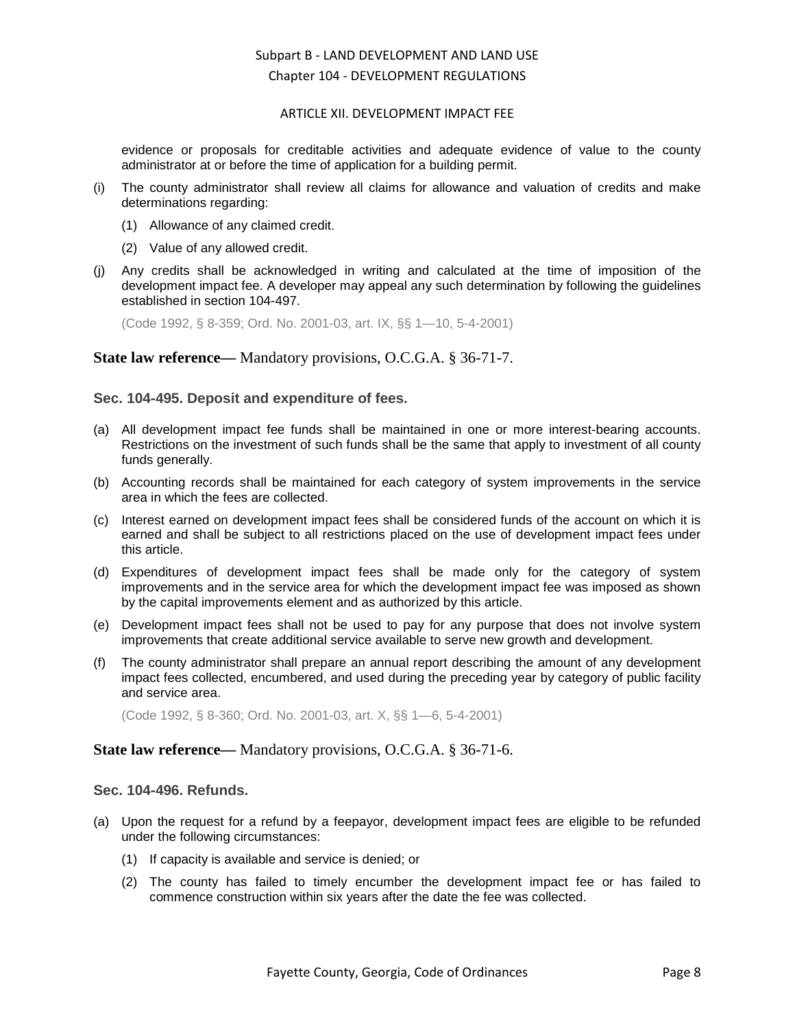evidence or proposals for creditable activities and adequate evidence of value to the county administrator at or before the time of application for a building permit.

(i) The county administrator shall review all claims for allowance and valuation of credits and make determinations regarding:

  (1) Allowance of any claimed credit.

  (2) Value of any allowed credit.

(j) Any credits shall be acknowledged in writing and calculated at the time of imposition of the development impact fee. A developer may appeal any such determination by following the guidelines established in section 104-497.

(Code 1992, § 8-359; Ord. No. 2001-03, art. IX, §§ 1—10, 5-4-2001)

**State law reference—** Mandatory provisions, O.C.G.A. § 36-71-7.

### Sec. 104-495. Deposit and expenditure of fees.

(a) All development impact fee funds shall be maintained in one or more interest-bearing accounts. Restrictions on the investment of such funds shall be the same that apply to investment of all county funds generally.

(b) Accounting records shall be maintained for each category of system improvements in the service area in which the fees are collected.

(c) Interest earned on development impact fees shall be considered funds of the account on which it is earned and shall be subject to all restrictions placed on the use of development impact fees under this article.

(d) Expenditures of development impact fees shall be made only for the category of system improvements and in the service area for which the development impact fee was imposed as shown by the capital improvements element and as authorized by this article.

(e) Development impact fees shall not be used to pay for any purpose that does not involve system improvements that create additional service available to serve new growth and development.

(f) The county administrator shall prepare an annual report describing the amount of any development impact fees collected, encumbered, and used during the preceding year by category of public facility and service area.

(Code 1992, § 8-360; Ord. No. 2001-03, art. X, §§ 1—6, 5-4-2001)

**State law reference—** Mandatory provisions, O.C.G.A. § 36-71-6.

### Sec. 104-496. Refunds.

(a) Upon the request for a refund by a feepayor, development impact fees are eligible to be refunded under the following circumstances:

  (1) If capacity is available and service is denied; or

  (2) The county has failed to timely encumber the development impact fee or has failed to commence construction within six years after the date the fee was collected.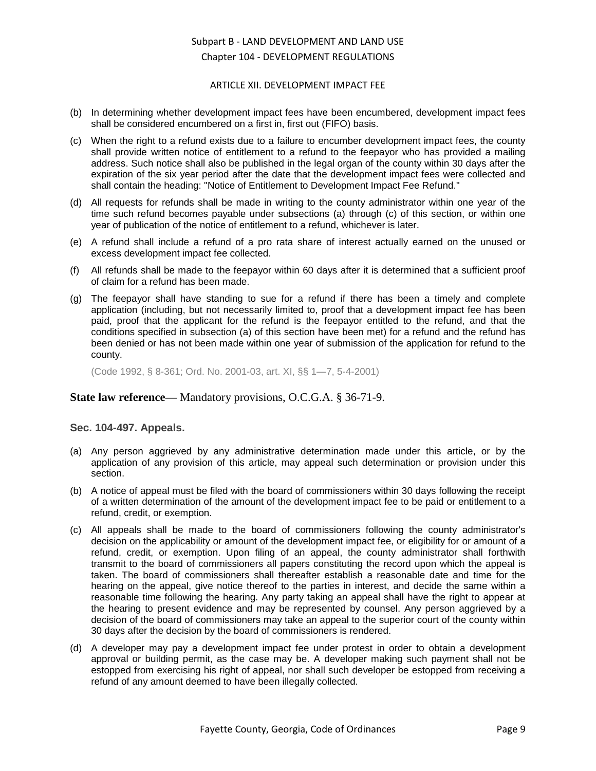(b) In determining whether development impact fees have been encumbered, development impact fees shall be considered encumbered on a first in, first out (FIFO) basis.

(c) When the right to a refund exists due to a failure to encumber development impact fees, the county shall provide written notice of entitlement to a refund to the feepayor who has provided a mailing address. Such notice shall also be published in the legal organ of the county within 30 days after the expiration of the six year period after the date that the development impact fees were collected and shall contain the heading: "Notice of Entitlement to Development Impact Fee Refund."

(d) All requests for refunds shall be made in writing to the county administrator within one year of the time such refund becomes payable under subsections (a) through (c) of this section, or within one year of publication of the notice of entitlement to a refund, whichever is later.

(e) A refund shall include a refund of a pro rata share of interest actually earned on the unused or excess development impact fee collected.

(f) All refunds shall be made to the feepayor within 60 days after it is determined that a sufficient proof of claim for a refund has been made.

(g) The feepayor shall have standing to sue for a refund if there has been a timely and complete application (including, but not necessarily limited to, proof that a development impact fee has been paid, proof that the applicant for the refund is the feepayor entitled to the refund, and that the conditions specified in subsection (a) of this section have been met) for a refund and the refund has been denied or has not been made within one year of submission of the application for refund to the county.

(Code 1992, § 8-361; Ord. No. 2001-03, art. XI, §§ 1—7, 5-4-2001)

**State law reference—** Mandatory provisions, O.C.G.A. § 36-71-9.

### Sec. 104-497. Appeals.

(a) Any person aggrieved by any administrative determination made under this article, or by the application of any provision of this article, may appeal such determination or provision under this section.

(b) A notice of appeal must be filed with the board of commissioners within 30 days following the receipt of a written determination of the amount of the development impact fee to be paid or entitlement to a refund, credit, or exemption.

(c) All appeals shall be made to the board of commissioners following the county administrator's decision on the applicability or amount of the development impact fee, or eligibility for or amount of a refund, credit, or exemption. Upon filing of an appeal, the county administrator shall forthwith transmit to the board of commissioners all papers constituting the record upon which the appeal is taken. The board of commissioners shall thereafter establish a reasonable date and time for the hearing on the appeal, give notice thereof to the parties in interest, and decide the same within a reasonable time following the hearing. Any party taking an appeal shall have the right to appear at the hearing to present evidence and may be represented by counsel. Any person aggrieved by a decision of the board of commissioners may take an appeal to the superior court of the county within 30 days after the decision by the board of commissioners is rendered.

(d) A developer may pay a development impact fee under protest in order to obtain a development approval or building permit, as the case may be. A developer making such payment shall not be estopped from exercising his right of appeal, nor shall such developer be estopped from receiving a refund of any amount deemed to have been illegally collected.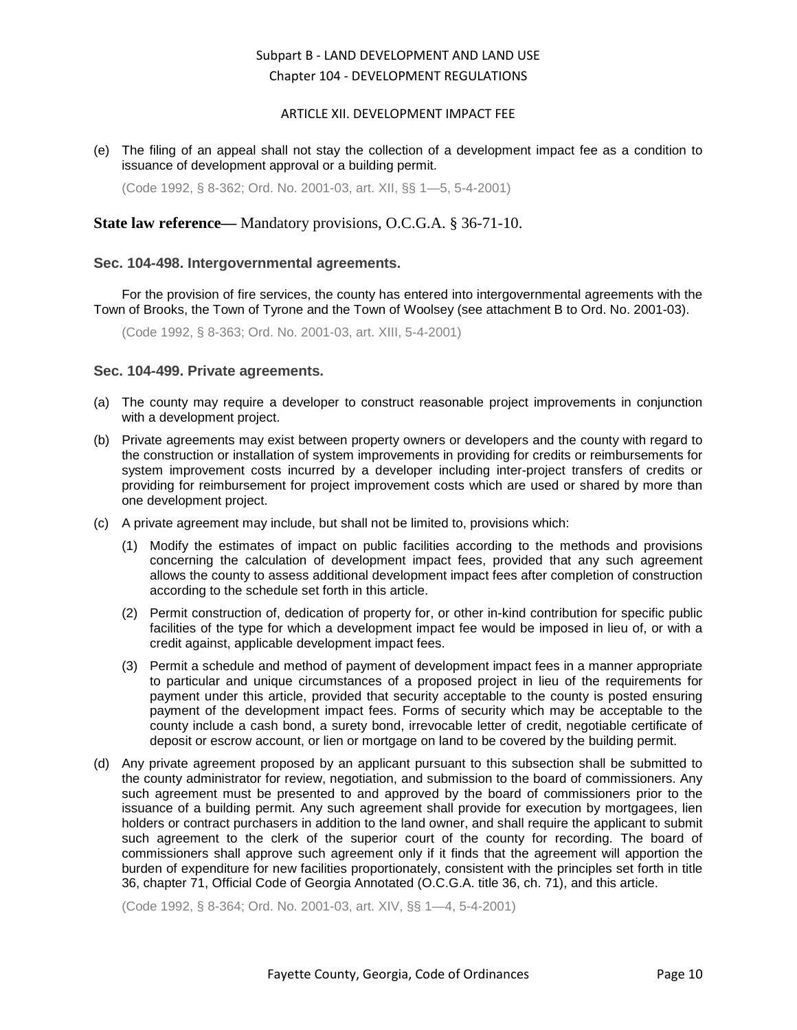(e) The filing of an appeal shall not stay the collection of a development impact fee as a condition to issuance of development approval or a building permit.

(Code 1992, § 8-362; Ord. No. 2001-03, art. XII, §§ 1—5, 5-4-2001)

**State law reference—** Mandatory provisions, O.C.G.A. § 36-71-10.

### Sec. 104-498. Intergovernmental agreements.

For the provision of fire services, the county has entered into intergovernmental agreements with the Town of Brooks, the Town of Tyrone and the Town of Woolsey (see attachment B to Ord. No. 2001-03).

(Code 1992, § 8-363; Ord. No. 2001-03, art. XIII, 5-4-2001)

### Sec. 104-499. Private agreements.

(a) The county may require a developer to construct reasonable project improvements in conjunction with a development project.

(b) Private agreements may exist between property owners or developers and the county with regard to the construction or installation of system improvements in providing for credits or reimbursements for system improvement costs incurred by a developer including inter-project transfers of credits or providing for reimbursement for project improvement costs which are used or shared by more than one development project.

(c) A private agreement may include, but shall not be limited to, provisions which:

   (1) Modify the estimates of impact on public facilities according to the methods and provisions concerning the calculation of development impact fees, provided that any such agreement allows the county to assess additional development impact fees after completion of construction according to the schedule set forth in this article.

   (2) Permit construction of, dedication of property for, or other in-kind contribution for specific public facilities of the type for which a development impact fee would be imposed in lieu of, or with a credit against, applicable development impact fees.

   (3) Permit a schedule and method of payment of development impact fees in a manner appropriate to particular and unique circumstances of a proposed project in lieu of the requirements for payment under this article, provided that security acceptable to the county is posted ensuring payment of the development impact fees. Forms of security which may be acceptable to the county include a cash bond, a surety bond, irrevocable letter of credit, negotiable certificate of deposit or escrow account, or lien or mortgage on land to be covered by the building permit.

(d) Any private agreement proposed by an applicant pursuant to this subsection shall be submitted to the county administrator for review, negotiation, and submission to the board of commissioners. Any such agreement must be presented to and approved by the board of commissioners prior to the issuance of a building permit. Any such agreement shall provide for execution by mortgagees, lien holders or contract purchasers in addition to the land owner, and shall require the applicant to submit such agreement to the clerk of the superior court of the county for recording. The board of commissioners shall approve such agreement only if it finds that the agreement will apportion the burden of expenditure for new facilities proportionately, consistent with the principles set forth in title 36, chapter 71, Official Code of Georgia Annotated (O.C.G.A. title 36, ch. 71), and this article.

(Code 1992, § 8-364; Ord. No. 2001-03, art. XIV, §§ 1—4, 5-4-2001)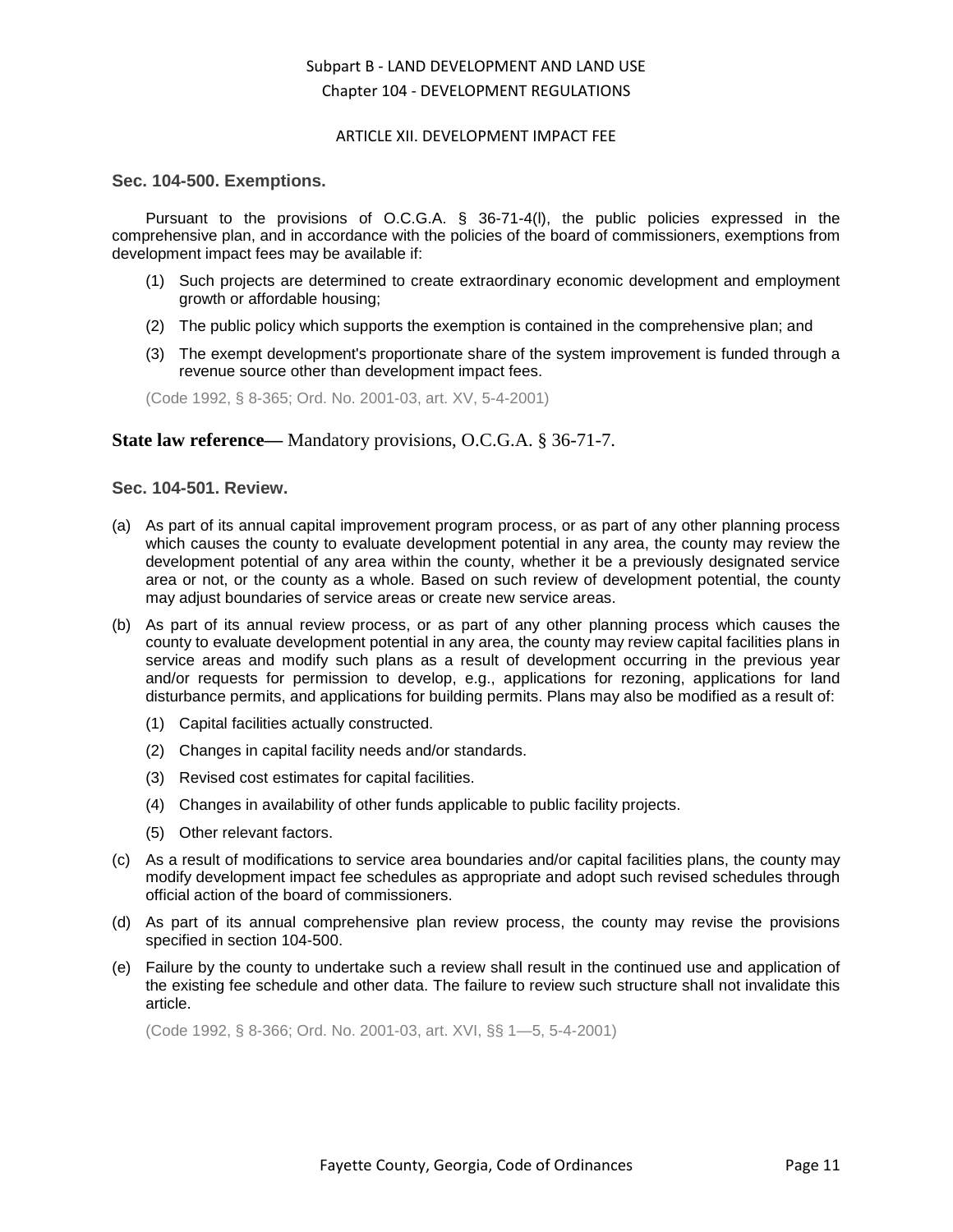### Sec. 104-500. Exemptions.

Pursuant to the provisions of O.C.G.A. § 36-71-4(l), the public policies expressed in the comprehensive plan, and in accordance with the policies of the board of commissioners, exemptions from development impact fees may be available if:

(1) Such projects are determined to create extraordinary economic development and employment growth or affordable housing;

(2) The public policy which supports the exemption is contained in the comprehensive plan; and

(3) The exempt development's proportionate share of the system improvement is funded through a revenue source other than development impact fees.

(Code 1992, § 8-365; Ord. No. 2001-03, art. XV, 5-4-2001)

**State law reference—** Mandatory provisions, O.C.G.A. § 36-71-7.

### Sec. 104-501. Review.

(a) As part of its annual capital improvement program process, or as part of any other planning process which causes the county to evaluate development potential in any area, the county may review the development potential of any area within the county, whether it be a previously designated service area or not, or the county as a whole. Based on such review of development potential, the county may adjust boundaries of service areas or create new service areas.

(b) As part of its annual review process, or as part of any other planning process which causes the county to evaluate development potential in any area, the county may review capital facilities plans in service areas and modify such plans as a result of development occurring in the previous year and/or requests for permission to develop, e.g., applications for rezoning, applications for land disturbance permits, and applications for building permits. Plans may also be modified as a result of:

  (1) Capital facilities actually constructed.

  (2) Changes in capital facility needs and/or standards.

  (3) Revised cost estimates for capital facilities.

  (4) Changes in availability of other funds applicable to public facility projects.

  (5) Other relevant factors.

(c) As a result of modifications to service area boundaries and/or capital facilities plans, the county may modify development impact fee schedules as appropriate and adopt such revised schedules through official action of the board of commissioners.

(d) As part of its annual comprehensive plan review process, the county may revise the provisions specified in section 104-500.

(e) Failure by the county to undertake such a review shall result in the continued use and application of the existing fee schedule and other data. The failure to review such structure shall not invalidate this article.

(Code 1992, § 8-366; Ord. No. 2001-03, art. XVI, §§ 1—5, 5-4-2001)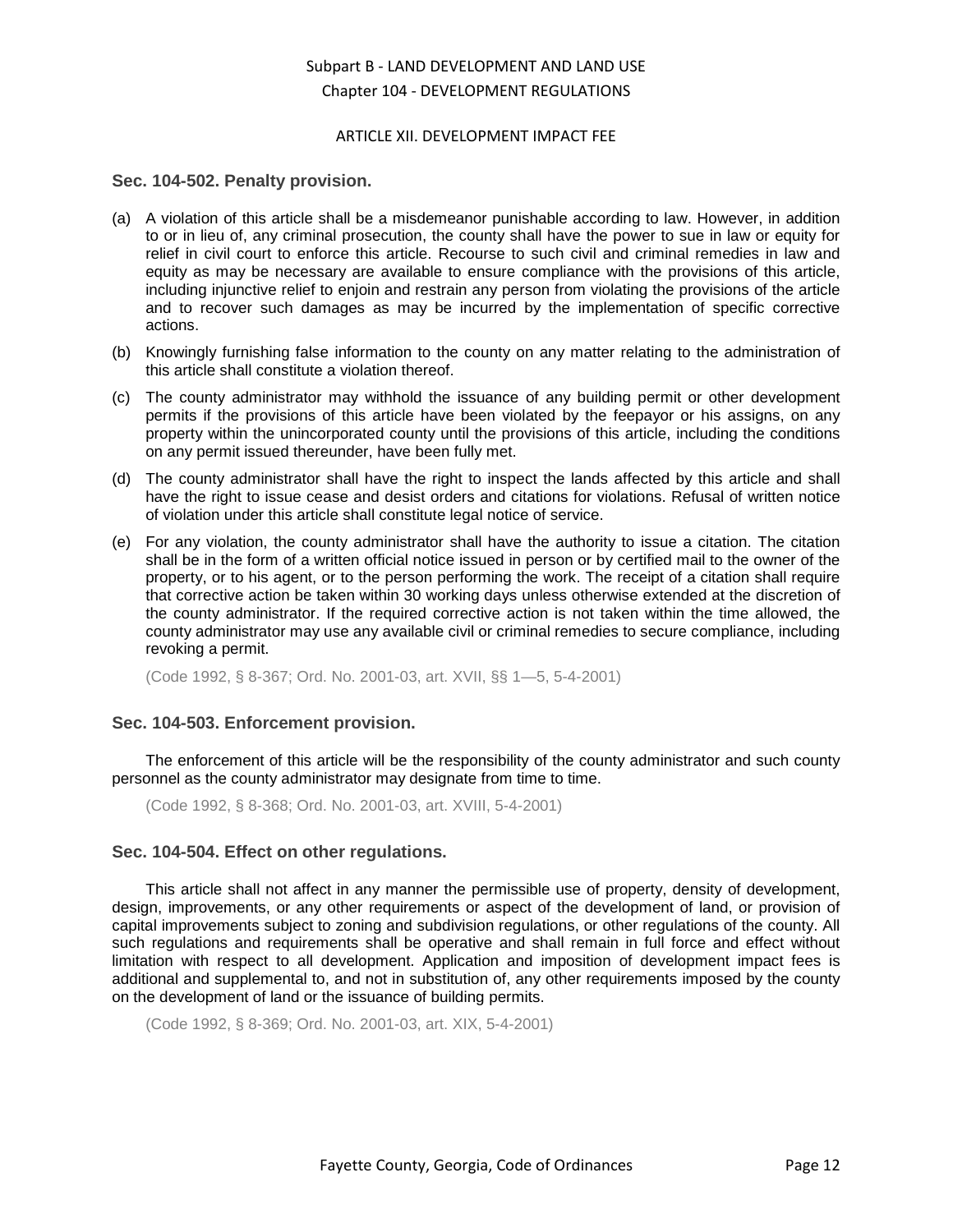## Sec. 104-502. Penalty provision.

(a) A violation of this article shall be a misdemeanor punishable according to law. However, in addition to or in lieu of, any criminal prosecution, the county shall have the power to sue in law or equity for relief in civil court to enforce this article. Recourse to such civil and criminal remedies in law and equity as may be necessary are available to ensure compliance with the provisions of this article, including injunctive relief to enjoin and restrain any person from violating the provisions of the article and to recover such damages as may be incurred by the implementation of specific corrective actions.

(b) Knowingly furnishing false information to the county on any matter relating to the administration of this article shall constitute a violation thereof.

(c) The county administrator may withhold the issuance of any building permit or other development permits if the provisions of this article have been violated by the feepayor or his assigns, on any property within the unincorporated county until the provisions of this article, including the conditions on any permit issued thereunder, have been fully met.

(d) The county administrator shall have the right to inspect the lands affected by this article and shall have the right to issue cease and desist orders and citations for violations. Refusal of written notice of violation under this article shall constitute legal notice of service.

(e) For any violation, the county administrator shall have the authority to issue a citation. The citation shall be in the form of a written official notice issued in person or by certified mail to the owner of the property, or to his agent, or to the person performing the work. The receipt of a citation shall require that corrective action be taken within 30 working days unless otherwise extended at the discretion of the county administrator. If the required corrective action is not taken within the time allowed, the county administrator may use any available civil or criminal remedies to secure compliance, including revoking a permit.

(Code 1992, § 8-367; Ord. No. 2001-03, art. XVII, §§ 1—5, 5-4-2001)

## Sec. 104-503. Enforcement provision.

The enforcement of this article will be the responsibility of the county administrator and such county personnel as the county administrator may designate from time to time.

(Code 1992, § 8-368; Ord. No. 2001-03, art. XVIII, 5-4-2001)

## Sec. 104-504. Effect on other regulations.

This article shall not affect in any manner the permissible use of property, density of development, design, improvements, or any other requirements or aspect of the development of land, or provision of capital improvements subject to zoning and subdivision regulations, or other regulations of the county. All such regulations and requirements shall be operative and shall remain in full force and effect without limitation with respect to all development. Application and imposition of development impact fees is additional and supplemental to, and not in substitution of, any other requirements imposed by the county on the development of land or the issuance of building permits.

(Code 1992, § 8-369; Ord. No. 2001-03, art. XIX, 5-4-2001)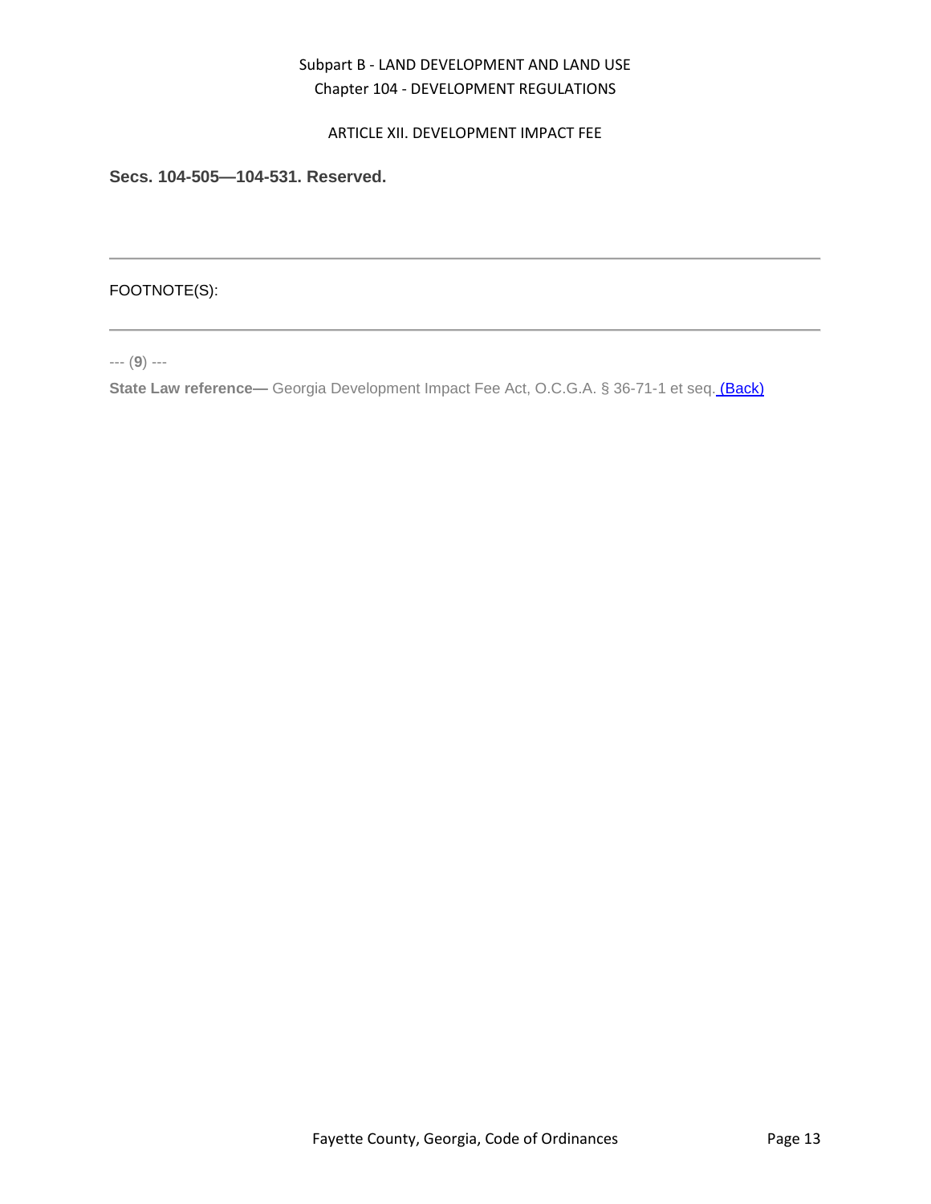**Secs. 104-505—104-531. Reserved.**

---

FOOTNOTE(S):

---

--- (**9**) ---

**State Law reference—** Georgia Development Impact Fee Act, O.C.G.A. § 36-71-1 et seq. (Back)